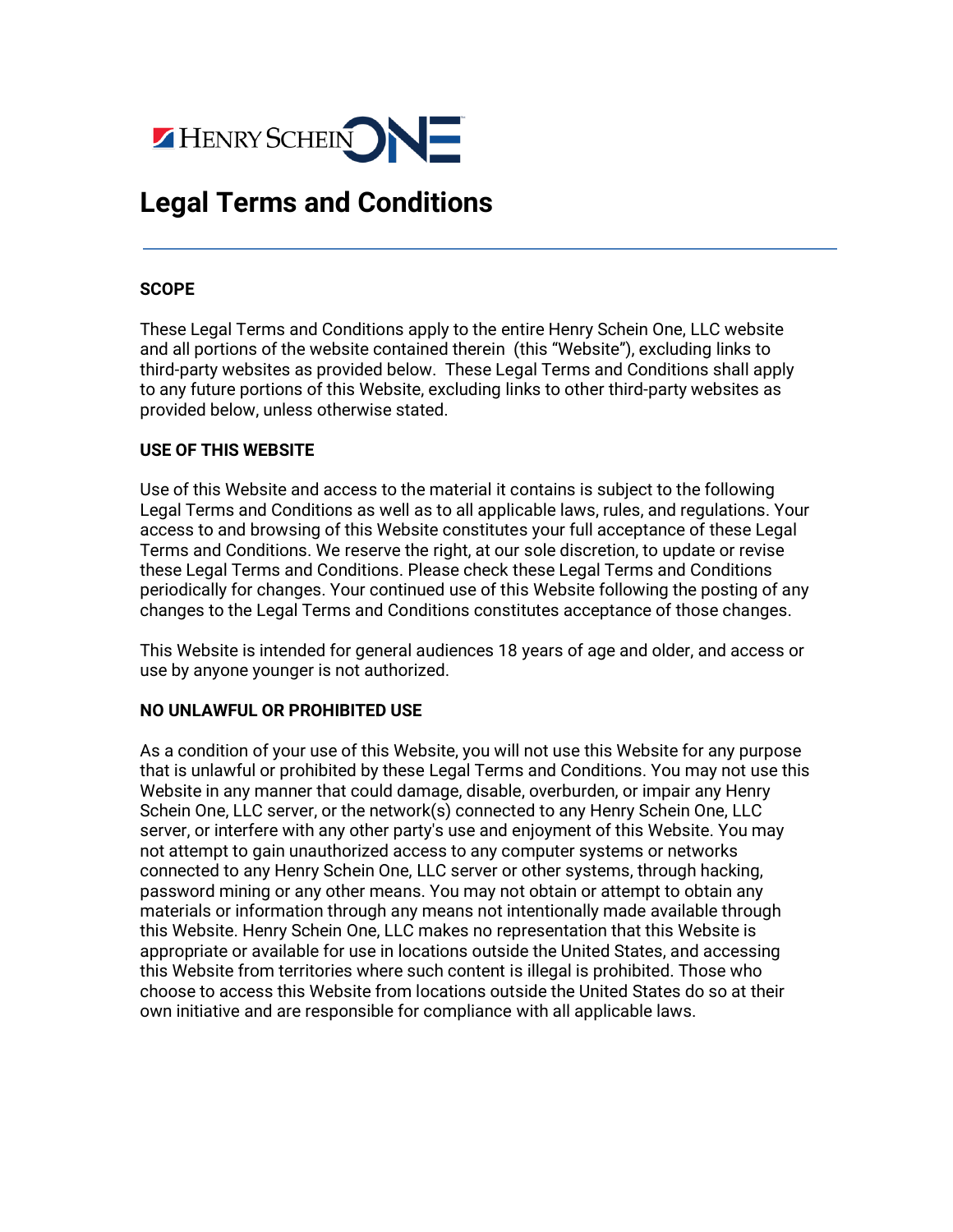# Legal Terms and Conditions

## SCOPE

These Legal Terms and Conditions apply to the entire Henry Schein One, LLC website and all portions of the website contained therein (this "Website"), excluding links to third-party websites as provided below. These Legal Terms and Conditions shall apply to any future portions of this Website, excluding links to other third-party websites as provided below, unless otherwise stated.

## USE OF THIS WEBSITE

Use of this Website and access to the material it contains is subject to the following Legal Terms and Conditions as well as to all applicable laws, rules, and regulations. Your access to and browsing of this Website constitutes your full acceptance of these Legal Terms and Conditions. We reserve the right, at our sole discretion, to update or revise these Legal Terms and Conditions. Please check these Legal Terms and Conditions periodically for changes. Your continued use of this Website following the posting of any changes to the Legal Terms and Conditions constitutes acceptance of those changes.

This Website is intended for general audiences 18 years of age and older, and access or use by anyone younger is not authorized.

## NO UNLAWFUL OR PROHIBITED USE

As a condition of your use of this Website, you will not use this Website for any purpose that is unlawful or prohibited by these Legal Terms and Conditions. You may not use this Website in any manner that could damage, disable, overburden, or impair any Henry Schein One, LLC server, or the network(s) connected to any Henry Schein One, LLC server, or interfere with any other party's use and enjoyment of this Website. You may not attempt to gain unauthorized access to any computer systems or networks connected to any Henry Schein One, LLC server or other systems, through hacking, password mining or any other means. You may not obtain or attempt to obtain any materials or information through any means not intentionally made available through this Website. Henry Schein One, LLC makes no representation that this Website is appropriate or available for use in locations outside the United States, and accessing this Website from territories where such content is illegal is prohibited. Those who choose to access this Website from locations outside the United States do so at their own initiative and are responsible for compliance with all applicable laws.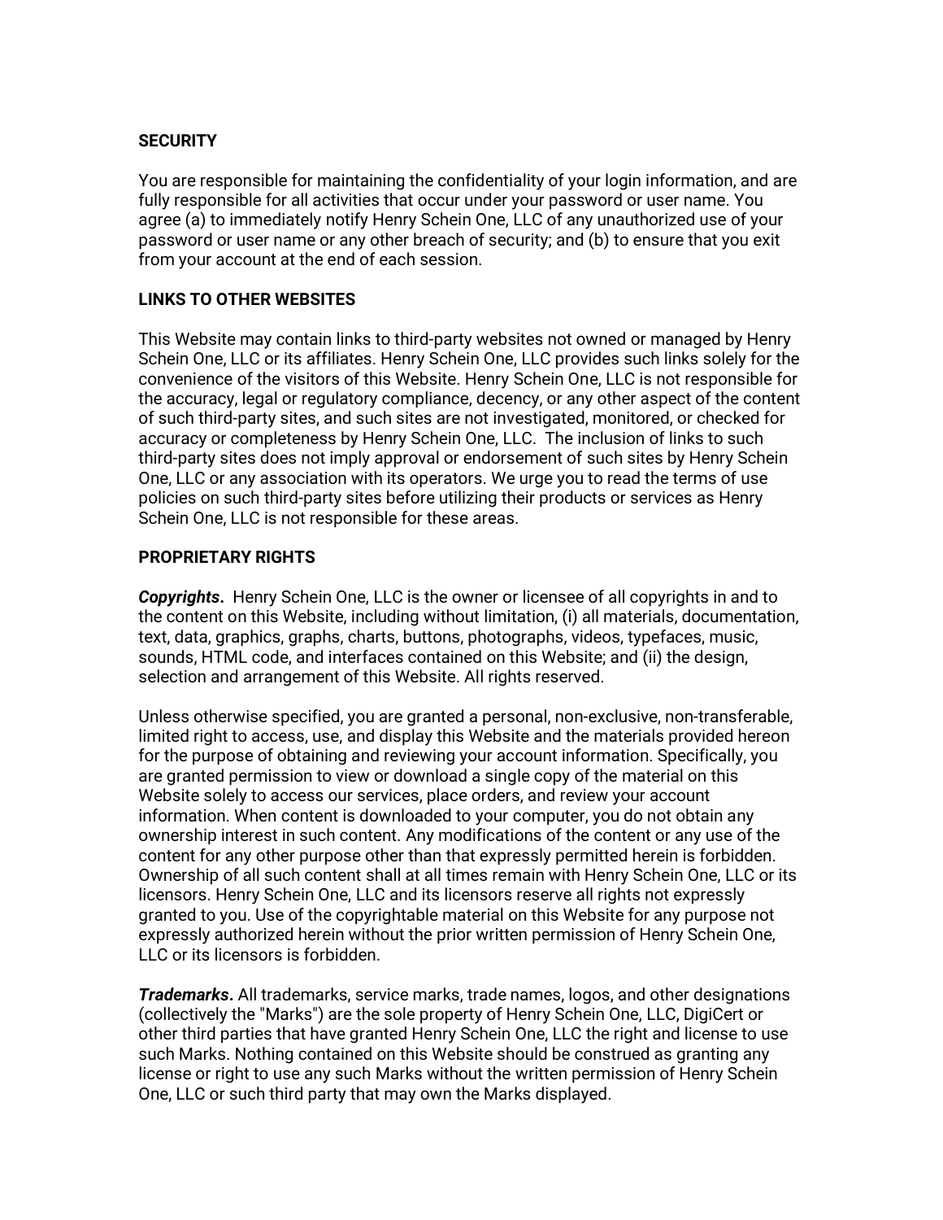## SECURITY

You are responsible for maintaining the confidentiality of your login information, and are fully responsible for all activities that occur under your password or user name. You agree (a) to immediately notify Henry Schein One, LLC of any unauthorized use of your password or user name or any other breach of security; and (b) to ensure that you exit from your account at the end of each session.

## LINKS TO OTHER WEBSITES

This Website may contain links to third-party websites not owned or managed by Henry Schein One, LLC or its affiliates. Henry Schein One, LLC provides such links solely for the convenience of the visitors of this Website. Henry Schein One, LLC is not responsible for the accuracy, legal or regulatory compliance, decency, or any other aspect of the content of such third-party sites, and such sites are not investigated, monitored, or checked for accuracy or completeness by Henry Schein One, LLC. The inclusion of links to such third-party sites does not imply approval or endorsement of such sites by Henry Schein One, LLC or any association with its operators. We urge you to read the terms of use policies on such third-party sites before utilizing their products or services as Henry Schein One, LLC is not responsible for these areas.

## PROPRIETARY RIGHTS

***Copyrights.*** Henry Schein One, LLC is the owner or licensee of all copyrights in and to the content on this Website, including without limitation, (i) all materials, documentation, text, data, graphics, graphs, charts, buttons, photographs, videos, typefaces, music, sounds, HTML code, and interfaces contained on this Website; and (ii) the design, selection and arrangement of this Website. All rights reserved.

Unless otherwise specified, you are granted a personal, non-exclusive, non-transferable, limited right to access, use, and display this Website and the materials provided hereon for the purpose of obtaining and reviewing your account information. Specifically, you are granted permission to view or download a single copy of the material on this Website solely to access our services, place orders, and review your account information. When content is downloaded to your computer, you do not obtain any ownership interest in such content. Any modifications of the content or any use of the content for any other purpose other than that expressly permitted herein is forbidden. Ownership of all such content shall at all times remain with Henry Schein One, LLC or its licensors. Henry Schein One, LLC and its licensors reserve all rights not expressly granted to you. Use of the copyrightable material on this Website for any purpose not expressly authorized herein without the prior written permission of Henry Schein One, LLC or its licensors is forbidden.

***Trademarks.*** All trademarks, service marks, trade names, logos, and other designations (collectively the "Marks") are the sole property of Henry Schein One, LLC, DigiCert or other third parties that have granted Henry Schein One, LLC the right and license to use such Marks. Nothing contained on this Website should be construed as granting any license or right to use any such Marks without the written permission of Henry Schein One, LLC or such third party that may own the Marks displayed.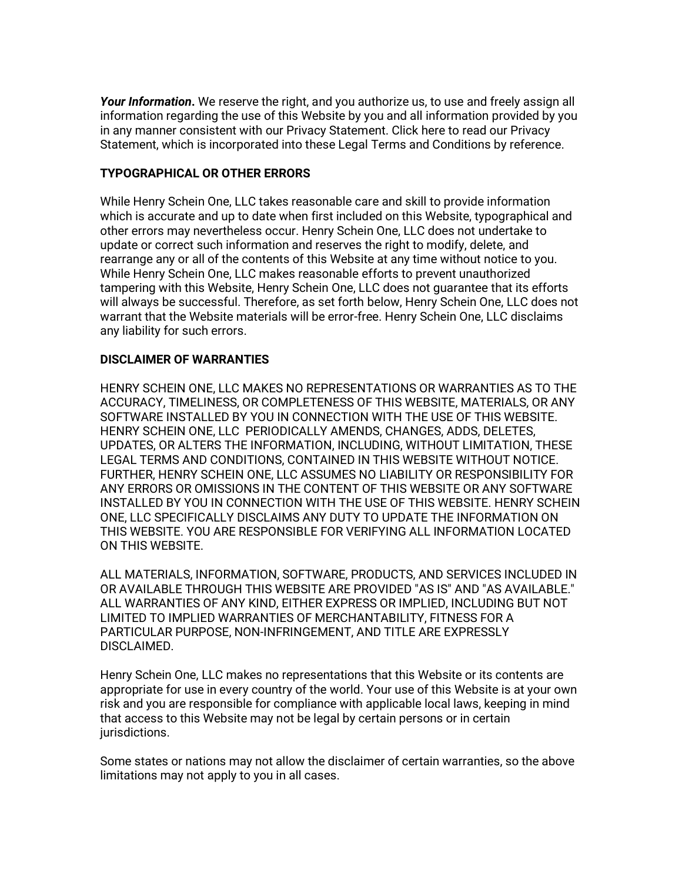***Your Information*.** We reserve the right, and you authorize us, to use and freely assign all information regarding the use of this Website by you and all information provided by you in any manner consistent with our Privacy Statement. Click here to read our Privacy Statement, which is incorporated into these Legal Terms and Conditions by reference.

**TYPOGRAPHICAL OR OTHER ERRORS**

While Henry Schein One, LLC takes reasonable care and skill to provide information which is accurate and up to date when first included on this Website, typographical and other errors may nevertheless occur. Henry Schein One, LLC does not undertake to update or correct such information and reserves the right to modify, delete, and rearrange any or all of the contents of this Website at any time without notice to you. While Henry Schein One, LLC makes reasonable efforts to prevent unauthorized tampering with this Website, Henry Schein One, LLC does not guarantee that its efforts will always be successful. Therefore, as set forth below, Henry Schein One, LLC does not warrant that the Website materials will be error-free. Henry Schein One, LLC disclaims any liability for such errors.

**DISCLAIMER OF WARRANTIES**

HENRY SCHEIN ONE, LLC MAKES NO REPRESENTATIONS OR WARRANTIES AS TO THE ACCURACY, TIMELINESS, OR COMPLETENESS OF THIS WEBSITE, MATERIALS, OR ANY SOFTWARE INSTALLED BY YOU IN CONNECTION WITH THE USE OF THIS WEBSITE. HENRY SCHEIN ONE, LLC PERIODICALLY AMENDS, CHANGES, ADDS, DELETES, UPDATES, OR ALTERS THE INFORMATION, INCLUDING, WITHOUT LIMITATION, THESE LEGAL TERMS AND CONDITIONS, CONTAINED IN THIS WEBSITE WITHOUT NOTICE. FURTHER, HENRY SCHEIN ONE, LLC ASSUMES NO LIABILITY OR RESPONSIBILITY FOR ANY ERRORS OR OMISSIONS IN THE CONTENT OF THIS WEBSITE OR ANY SOFTWARE INSTALLED BY YOU IN CONNECTION WITH THE USE OF THIS WEBSITE. HENRY SCHEIN ONE, LLC SPECIFICALLY DISCLAIMS ANY DUTY TO UPDATE THE INFORMATION ON THIS WEBSITE. YOU ARE RESPONSIBLE FOR VERIFYING ALL INFORMATION LOCATED ON THIS WEBSITE.

ALL MATERIALS, INFORMATION, SOFTWARE, PRODUCTS, AND SERVICES INCLUDED IN OR AVAILABLE THROUGH THIS WEBSITE ARE PROVIDED "AS IS" AND "AS AVAILABLE." ALL WARRANTIES OF ANY KIND, EITHER EXPRESS OR IMPLIED, INCLUDING BUT NOT LIMITED TO IMPLIED WARRANTIES OF MERCHANTABILITY, FITNESS FOR A PARTICULAR PURPOSE, NON-INFRINGEMENT, AND TITLE ARE EXPRESSLY DISCLAIMED.

Henry Schein One, LLC makes no representations that this Website or its contents are appropriate for use in every country of the world. Your use of this Website is at your own risk and you are responsible for compliance with applicable local laws, keeping in mind that access to this Website may not be legal by certain persons or in certain jurisdictions.

Some states or nations may not allow the disclaimer of certain warranties, so the above limitations may not apply to you in all cases.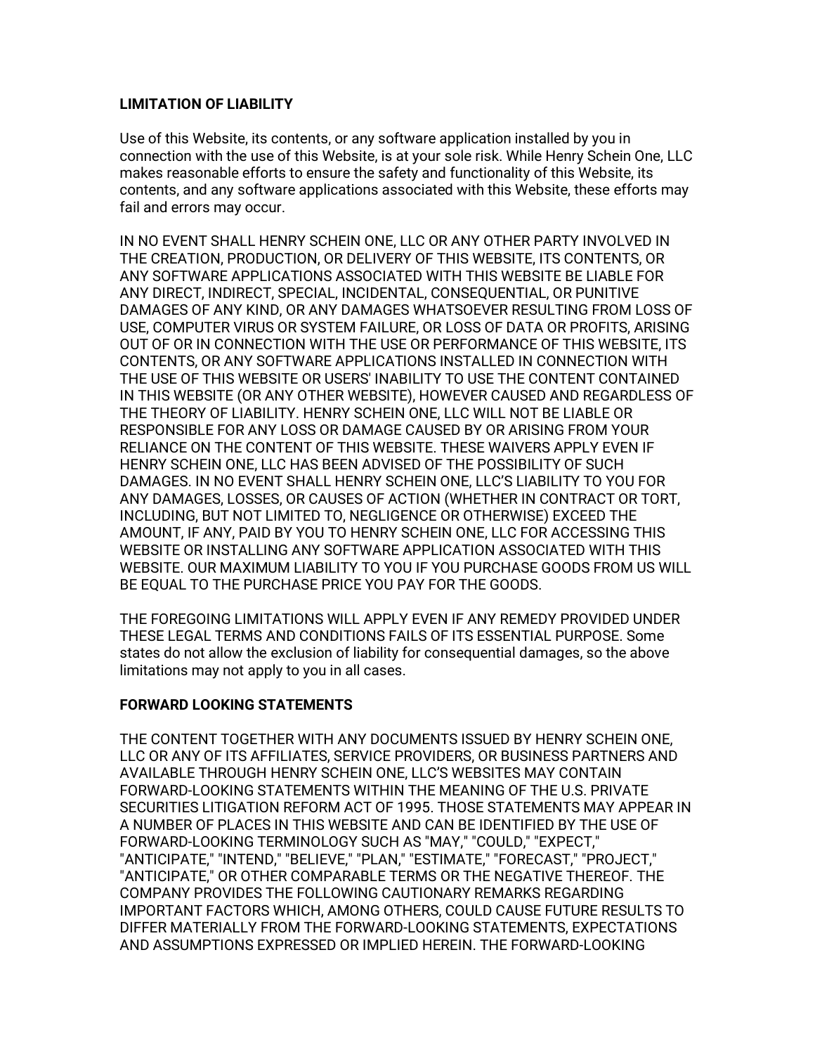**LIMITATION OF LIABILITY**

Use of this Website, its contents, or any software application installed by you in connection with the use of this Website, is at your sole risk. While Henry Schein One, LLC makes reasonable efforts to ensure the safety and functionality of this Website, its contents, and any software applications associated with this Website, these efforts may fail and errors may occur.

IN NO EVENT SHALL HENRY SCHEIN ONE, LLC OR ANY OTHER PARTY INVOLVED IN THE CREATION, PRODUCTION, OR DELIVERY OF THIS WEBSITE, ITS CONTENTS, OR ANY SOFTWARE APPLICATIONS ASSOCIATED WITH THIS WEBSITE BE LIABLE FOR ANY DIRECT, INDIRECT, SPECIAL, INCIDENTAL, CONSEQUENTIAL, OR PUNITIVE DAMAGES OF ANY KIND, OR ANY DAMAGES WHATSOEVER RESULTING FROM LOSS OF USE, COMPUTER VIRUS OR SYSTEM FAILURE, OR LOSS OF DATA OR PROFITS, ARISING OUT OF OR IN CONNECTION WITH THE USE OR PERFORMANCE OF THIS WEBSITE, ITS CONTENTS, OR ANY SOFTWARE APPLICATIONS INSTALLED IN CONNECTION WITH THE USE OF THIS WEBSITE OR USERS' INABILITY TO USE THE CONTENT CONTAINED IN THIS WEBSITE (OR ANY OTHER WEBSITE), HOWEVER CAUSED AND REGARDLESS OF THE THEORY OF LIABILITY. HENRY SCHEIN ONE, LLC WILL NOT BE LIABLE OR RESPONSIBLE FOR ANY LOSS OR DAMAGE CAUSED BY OR ARISING FROM YOUR RELIANCE ON THE CONTENT OF THIS WEBSITE. THESE WAIVERS APPLY EVEN IF HENRY SCHEIN ONE, LLC HAS BEEN ADVISED OF THE POSSIBILITY OF SUCH DAMAGES. IN NO EVENT SHALL HENRY SCHEIN ONE, LLC'S LIABILITY TO YOU FOR ANY DAMAGES, LOSSES, OR CAUSES OF ACTION (WHETHER IN CONTRACT OR TORT, INCLUDING, BUT NOT LIMITED TO, NEGLIGENCE OR OTHERWISE) EXCEED THE AMOUNT, IF ANY, PAID BY YOU TO HENRY SCHEIN ONE, LLC FOR ACCESSING THIS WEBSITE OR INSTALLING ANY SOFTWARE APPLICATION ASSOCIATED WITH THIS WEBSITE. OUR MAXIMUM LIABILITY TO YOU IF YOU PURCHASE GOODS FROM US WILL BE EQUAL TO THE PURCHASE PRICE YOU PAY FOR THE GOODS.

THE FOREGOING LIMITATIONS WILL APPLY EVEN IF ANY REMEDY PROVIDED UNDER THESE LEGAL TERMS AND CONDITIONS FAILS OF ITS ESSENTIAL PURPOSE. Some states do not allow the exclusion of liability for consequential damages, so the above limitations may not apply to you in all cases.

**FORWARD LOOKING STATEMENTS**

THE CONTENT TOGETHER WITH ANY DOCUMENTS ISSUED BY HENRY SCHEIN ONE, LLC OR ANY OF ITS AFFILIATES, SERVICE PROVIDERS, OR BUSINESS PARTNERS AND AVAILABLE THROUGH HENRY SCHEIN ONE, LLC'S WEBSITES MAY CONTAIN FORWARD-LOOKING STATEMENTS WITHIN THE MEANING OF THE U.S. PRIVATE SECURITIES LITIGATION REFORM ACT OF 1995. THOSE STATEMENTS MAY APPEAR IN A NUMBER OF PLACES IN THIS WEBSITE AND CAN BE IDENTIFIED BY THE USE OF FORWARD-LOOKING TERMINOLOGY SUCH AS "MAY," "COULD," "EXPECT," "ANTICIPATE," "INTEND," "BELIEVE," "PLAN," "ESTIMATE," "FORECAST," "PROJECT," "ANTICIPATE," OR OTHER COMPARABLE TERMS OR THE NEGATIVE THEREOF. THE COMPANY PROVIDES THE FOLLOWING CAUTIONARY REMARKS REGARDING IMPORTANT FACTORS WHICH, AMONG OTHERS, COULD CAUSE FUTURE RESULTS TO DIFFER MATERIALLY FROM THE FORWARD-LOOKING STATEMENTS, EXPECTATIONS AND ASSUMPTIONS EXPRESSED OR IMPLIED HEREIN. THE FORWARD-LOOKING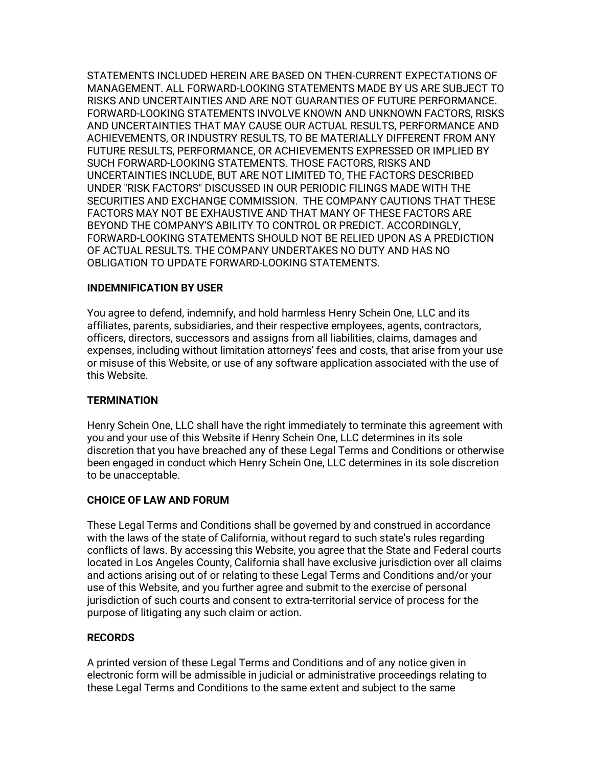STATEMENTS INCLUDED HEREIN ARE BASED ON THEN-CURRENT EXPECTATIONS OF MANAGEMENT. ALL FORWARD-LOOKING STATEMENTS MADE BY US ARE SUBJECT TO RISKS AND UNCERTAINTIES AND ARE NOT GUARANTIES OF FUTURE PERFORMANCE. FORWARD-LOOKING STATEMENTS INVOLVE KNOWN AND UNKNOWN FACTORS, RISKS AND UNCERTAINTIES THAT MAY CAUSE OUR ACTUAL RESULTS, PERFORMANCE AND ACHIEVEMENTS, OR INDUSTRY RESULTS, TO BE MATERIALLY DIFFERENT FROM ANY FUTURE RESULTS, PERFORMANCE, OR ACHIEVEMENTS EXPRESSED OR IMPLIED BY SUCH FORWARD-LOOKING STATEMENTS. THOSE FACTORS, RISKS AND UNCERTAINTIES INCLUDE, BUT ARE NOT LIMITED TO, THE FACTORS DESCRIBED UNDER "RISK FACTORS" DISCUSSED IN OUR PERIODIC FILINGS MADE WITH THE SECURITIES AND EXCHANGE COMMISSION. THE COMPANY CAUTIONS THAT THESE FACTORS MAY NOT BE EXHAUSTIVE AND THAT MANY OF THESE FACTORS ARE BEYOND THE COMPANY'S ABILITY TO CONTROL OR PREDICT. ACCORDINGLY, FORWARD-LOOKING STATEMENTS SHOULD NOT BE RELIED UPON AS A PREDICTION OF ACTUAL RESULTS. THE COMPANY UNDERTAKES NO DUTY AND HAS NO OBLIGATION TO UPDATE FORWARD-LOOKING STATEMENTS.

**INDEMNIFICATION BY USER**

You agree to defend, indemnify, and hold harmless Henry Schein One, LLC and its affiliates, parents, subsidiaries, and their respective employees, agents, contractors, officers, directors, successors and assigns from all liabilities, claims, damages and expenses, including without limitation attorneys' fees and costs, that arise from your use or misuse of this Website, or use of any software application associated with the use of this Website.

**TERMINATION**

Henry Schein One, LLC shall have the right immediately to terminate this agreement with you and your use of this Website if Henry Schein One, LLC determines in its sole discretion that you have breached any of these Legal Terms and Conditions or otherwise been engaged in conduct which Henry Schein One, LLC determines in its sole discretion to be unacceptable.

**CHOICE OF LAW AND FORUM**

These Legal Terms and Conditions shall be governed by and construed in accordance with the laws of the state of California, without regard to such state's rules regarding conflicts of laws. By accessing this Website, you agree that the State and Federal courts located in Los Angeles County, California shall have exclusive jurisdiction over all claims and actions arising out of or relating to these Legal Terms and Conditions and/or your use of this Website, and you further agree and submit to the exercise of personal jurisdiction of such courts and consent to extra-territorial service of process for the purpose of litigating any such claim or action.

**RECORDS**

A printed version of these Legal Terms and Conditions and of any notice given in electronic form will be admissible in judicial or administrative proceedings relating to these Legal Terms and Conditions to the same extent and subject to the same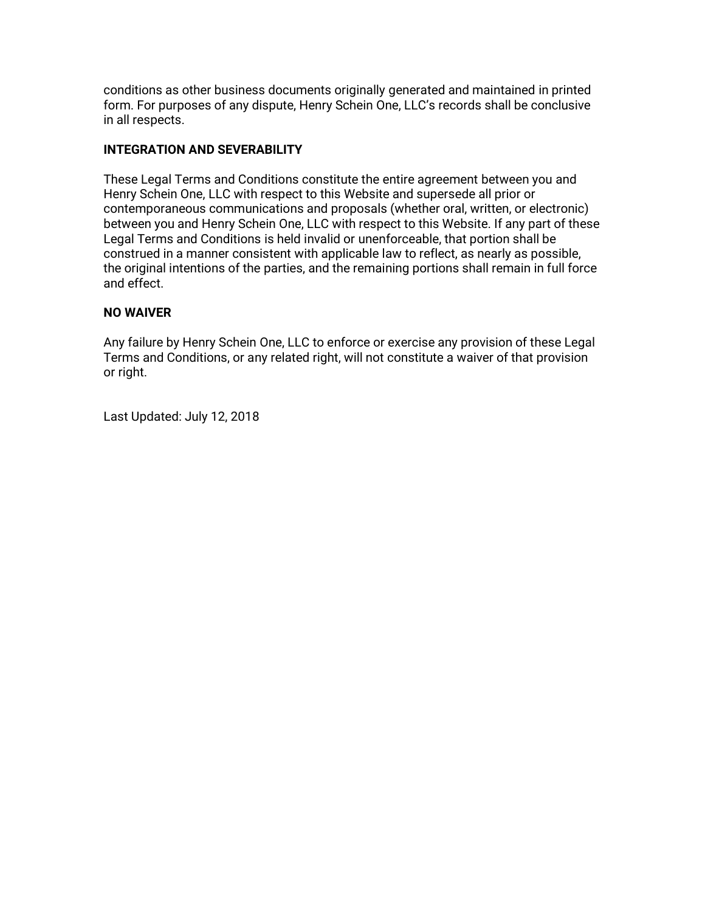conditions as other business documents originally generated and maintained in printed form. For purposes of any dispute, Henry Schein One, LLC's records shall be conclusive in all respects.

**INTEGRATION AND SEVERABILITY**

These Legal Terms and Conditions constitute the entire agreement between you and Henry Schein One, LLC with respect to this Website and supersede all prior or contemporaneous communications and proposals (whether oral, written, or electronic) between you and Henry Schein One, LLC with respect to this Website. If any part of these Legal Terms and Conditions is held invalid or unenforceable, that portion shall be construed in a manner consistent with applicable law to reflect, as nearly as possible, the original intentions of the parties, and the remaining portions shall remain in full force and effect.

**NO WAIVER**

Any failure by Henry Schein One, LLC to enforce or exercise any provision of these Legal Terms and Conditions, or any related right, will not constitute a waiver of that provision or right.

Last Updated: July 12, 2018